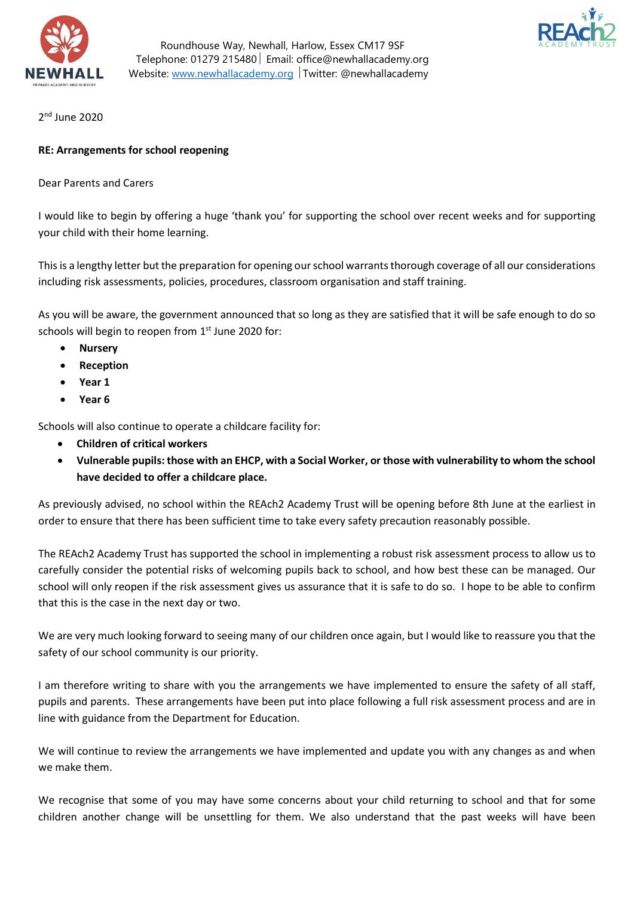Roundhouse Way, Newhall, Harlow, Essex CM17 9SF
Telephone: 01279 215480 | Email: office@newhallacademy.org
Website: www.newhallacademy.org | Twitter: @newhallacademy

2nd June 2020

**RE: Arrangements for school reopening**

Dear Parents and Carers

I would like to begin by offering a huge 'thank you' for supporting the school over recent weeks and for supporting your child with their home learning.

This is a lengthy letter but the preparation for opening our school warrants thorough coverage of all our considerations including risk assessments, policies, procedures, classroom organisation and staff training.

As you will be aware, the government announced that so long as they are satisfied that it will be safe enough to do so schools will begin to reopen from 1st June 2020 for:

- **Nursery**
- **Reception**
- **Year 1**
- **Year 6**

Schools will also continue to operate a childcare facility for:

- **Children of critical workers**
- **Vulnerable pupils: those with an EHCP, with a Social Worker, or those with vulnerability to whom the school have decided to offer a childcare place.**

As previously advised, no school within the REAch2 Academy Trust will be opening before 8th June at the earliest in order to ensure that there has been sufficient time to take every safety precaution reasonably possible.

The REAch2 Academy Trust has supported the school in implementing a robust risk assessment process to allow us to carefully consider the potential risks of welcoming pupils back to school, and how best these can be managed. Our school will only reopen if the risk assessment gives us assurance that it is safe to do so. I hope to be able to confirm that this is the case in the next day or two.

We are very much looking forward to seeing many of our children once again, but I would like to reassure you that the safety of our school community is our priority.

I am therefore writing to share with you the arrangements we have implemented to ensure the safety of all staff, pupils and parents. These arrangements have been put into place following a full risk assessment process and are in line with guidance from the Department for Education.

We will continue to review the arrangements we have implemented and update you with any changes as and when we make them.

We recognise that some of you may have some concerns about your child returning to school and that for some children another change will be unsettling for them. We also understand that the past weeks will have been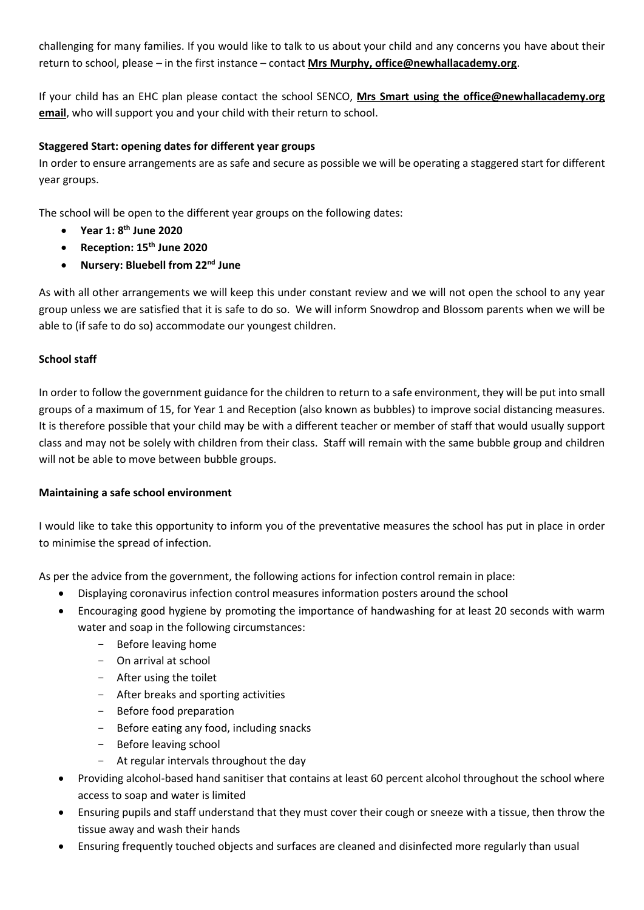challenging for many families. If you would like to talk to us about your child and any concerns you have about their return to school, please – in the first instance – contact **Mrs Murphy, office@newhallacademy.org**.

If your child has an EHC plan please contact the school SENCO, **Mrs Smart using the office@newhallacademy.org email**, who will support you and your child with their return to school.

**Staggered Start: opening dates for different year groups**

In order to ensure arrangements are as safe and secure as possible we will be operating a staggered start for different year groups.

The school will be open to the different year groups on the following dates:

- **Year 1: 8th June 2020**
- **Reception: 15th June 2020**
- **Nursery: Bluebell from 22nd June**

As with all other arrangements we will keep this under constant review and we will not open the school to any year group unless we are satisfied that it is safe to do so. We will inform Snowdrop and Blossom parents when we will be able to (if safe to do so) accommodate our youngest children.

**School staff**

In order to follow the government guidance for the children to return to a safe environment, they will be put into small groups of a maximum of 15, for Year 1 and Reception (also known as bubbles) to improve social distancing measures. It is therefore possible that your child may be with a different teacher or member of staff that would usually support class and may not be solely with children from their class. Staff will remain with the same bubble group and children will not be able to move between bubble groups.

**Maintaining a safe school environment**

I would like to take this opportunity to inform you of the preventative measures the school has put in place in order to minimise the spread of infection.

As per the advice from the government, the following actions for infection control remain in place:

- Displaying coronavirus infection control measures information posters around the school
- Encouraging good hygiene by promoting the importance of handwashing for at least 20 seconds with warm water and soap in the following circumstances:
  - Before leaving home
  - On arrival at school
  - After using the toilet
  - After breaks and sporting activities
  - Before food preparation
  - Before eating any food, including snacks
  - Before leaving school
  - At regular intervals throughout the day
- Providing alcohol-based hand sanitiser that contains at least 60 percent alcohol throughout the school where access to soap and water is limited
- Ensuring pupils and staff understand that they must cover their cough or sneeze with a tissue, then throw the tissue away and wash their hands
- Ensuring frequently touched objects and surfaces are cleaned and disinfected more regularly than usual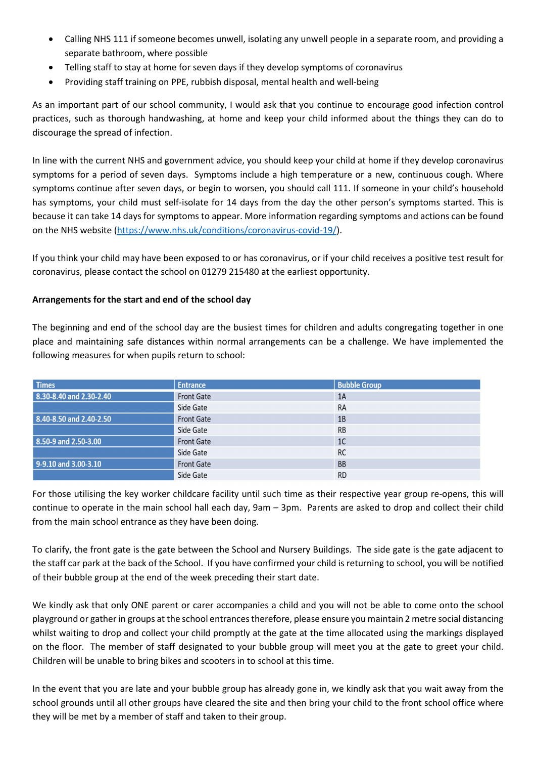- Calling NHS 111 if someone becomes unwell, isolating any unwell people in a separate room, and providing a separate bathroom, where possible
- Telling staff to stay at home for seven days if they develop symptoms of coronavirus
- Providing staff training on PPE, rubbish disposal, mental health and well-being

As an important part of our school community, I would ask that you continue to encourage good infection control practices, such as thorough handwashing, at home and keep your child informed about the things they can do to discourage the spread of infection.

In line with the current NHS and government advice, you should keep your child at home if they develop coronavirus symptoms for a period of seven days. Symptoms include a high temperature or a new, continuous cough. Where symptoms continue after seven days, or begin to worsen, you should call 111. If someone in your child's household has symptoms, your child must self-isolate for 14 days from the day the other person's symptoms started. This is because it can take 14 days for symptoms to appear. More information regarding symptoms and actions can be found on the NHS website (https://www.nhs.uk/conditions/coronavirus-covid-19/).

If you think your child may have been exposed to or has coronavirus, or if your child receives a positive test result for coronavirus, please contact the school on 01279 215480 at the earliest opportunity.

**Arrangements for the start and end of the school day**

The beginning and end of the school day are the busiest times for children and adults congregating together in one place and maintaining safe distances within normal arrangements can be a challenge. We have implemented the following measures for when pupils return to school:

| Times | Entrance | Bubble Group |
|---|---|---|
| 8.30-8.40 and 2.30-2.40 | Front Gate | 1A |
| | Side Gate | RA |
| 8.40-8.50 and 2.40-2.50 | Front Gate | 1B |
| | Side Gate | RB |
| 8.50-9 and 2.50-3.00 | Front Gate | 1C |
| | Side Gate | RC |
| 9-9.10 and 3.00-3.10 | Front Gate | BB |
| | Side Gate | RD |

For those utilising the key worker childcare facility until such time as their respective year group re-opens, this will continue to operate in the main school hall each day, 9am – 3pm. Parents are asked to drop and collect their child from the main school entrance as they have been doing.

To clarify, the front gate is the gate between the School and Nursery Buildings. The side gate is the gate adjacent to the staff car park at the back of the School. If you have confirmed your child is returning to school, you will be notified of their bubble group at the end of the week preceding their start date.

We kindly ask that only ONE parent or carer accompanies a child and you will not be able to come onto the school playground or gather in groups at the school entrances therefore, please ensure you maintain 2 metre social distancing whilst waiting to drop and collect your child promptly at the gate at the time allocated using the markings displayed on the floor. The member of staff designated to your bubble group will meet you at the gate to greet your child. Children will be unable to bring bikes and scooters in to school at this time.

In the event that you are late and your bubble group has already gone in, we kindly ask that you wait away from the school grounds until all other groups have cleared the site and then bring your child to the front school office where they will be met by a member of staff and taken to their group.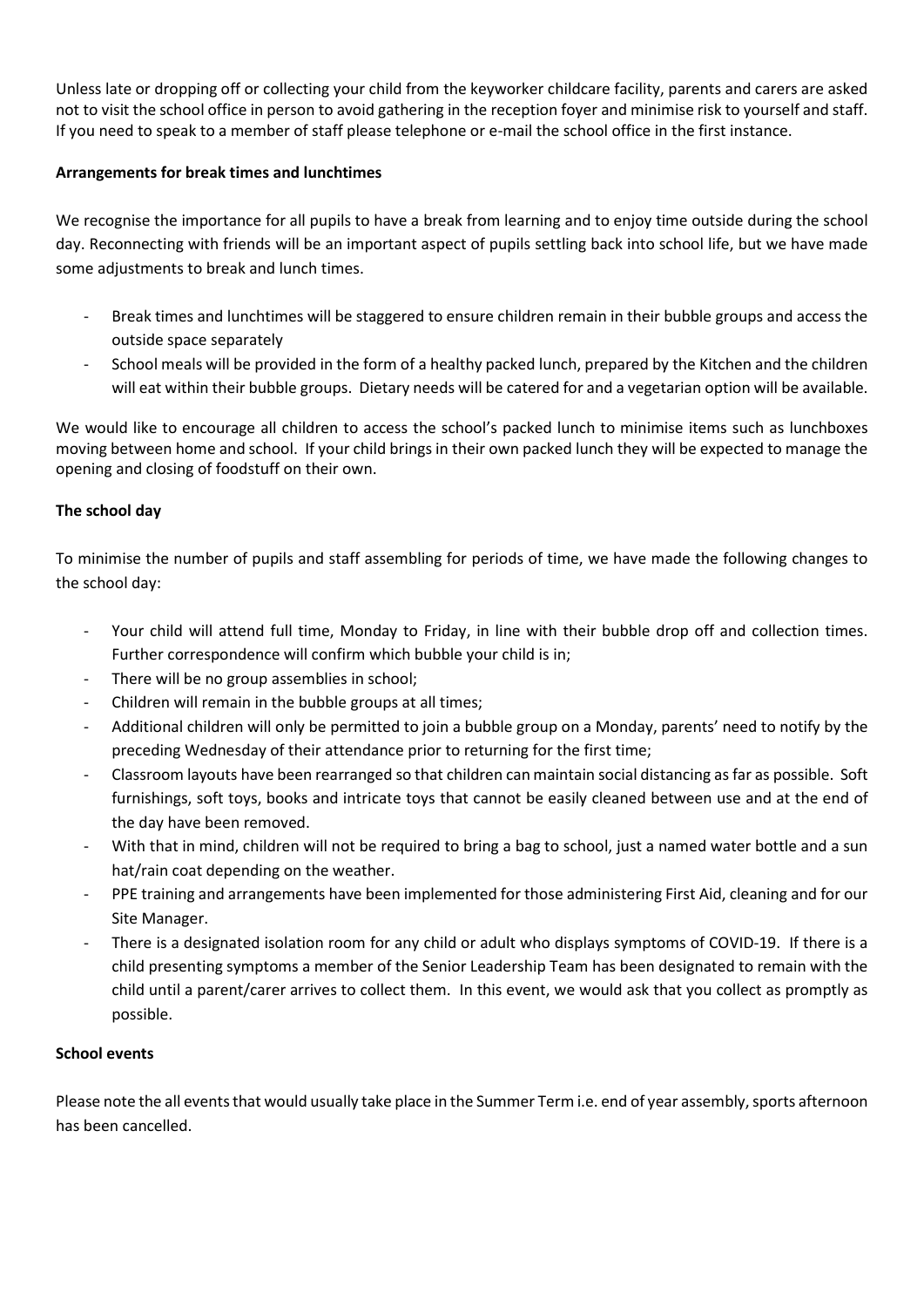Unless late or dropping off or collecting your child from the keyworker childcare facility, parents and carers are asked not to visit the school office in person to avoid gathering in the reception foyer and minimise risk to yourself and staff. If you need to speak to a member of staff please telephone or e-mail the school office in the first instance.

**Arrangements for break times and lunchtimes**

We recognise the importance for all pupils to have a break from learning and to enjoy time outside during the school day. Reconnecting with friends will be an important aspect of pupils settling back into school life, but we have made some adjustments to break and lunch times.

- Break times and lunchtimes will be staggered to ensure children remain in their bubble groups and access the outside space separately
- School meals will be provided in the form of a healthy packed lunch, prepared by the Kitchen and the children will eat within their bubble groups. Dietary needs will be catered for and a vegetarian option will be available.

We would like to encourage all children to access the school's packed lunch to minimise items such as lunchboxes moving between home and school. If your child brings in their own packed lunch they will be expected to manage the opening and closing of foodstuff on their own.

**The school day**

To minimise the number of pupils and staff assembling for periods of time, we have made the following changes to the school day:

- Your child will attend full time, Monday to Friday, in line with their bubble drop off and collection times. Further correspondence will confirm which bubble your child is in;
- There will be no group assemblies in school;
- Children will remain in the bubble groups at all times;
- Additional children will only be permitted to join a bubble group on a Monday, parents' need to notify by the preceding Wednesday of their attendance prior to returning for the first time;
- Classroom layouts have been rearranged so that children can maintain social distancing as far as possible. Soft furnishings, soft toys, books and intricate toys that cannot be easily cleaned between use and at the end of the day have been removed.
- With that in mind, children will not be required to bring a bag to school, just a named water bottle and a sun hat/rain coat depending on the weather.
- PPE training and arrangements have been implemented for those administering First Aid, cleaning and for our Site Manager.
- There is a designated isolation room for any child or adult who displays symptoms of COVID-19. If there is a child presenting symptoms a member of the Senior Leadership Team has been designated to remain with the child until a parent/carer arrives to collect them. In this event, we would ask that you collect as promptly as possible.

**School events**

Please note the all events that would usually take place in the Summer Term i.e. end of year assembly, sports afternoon has been cancelled.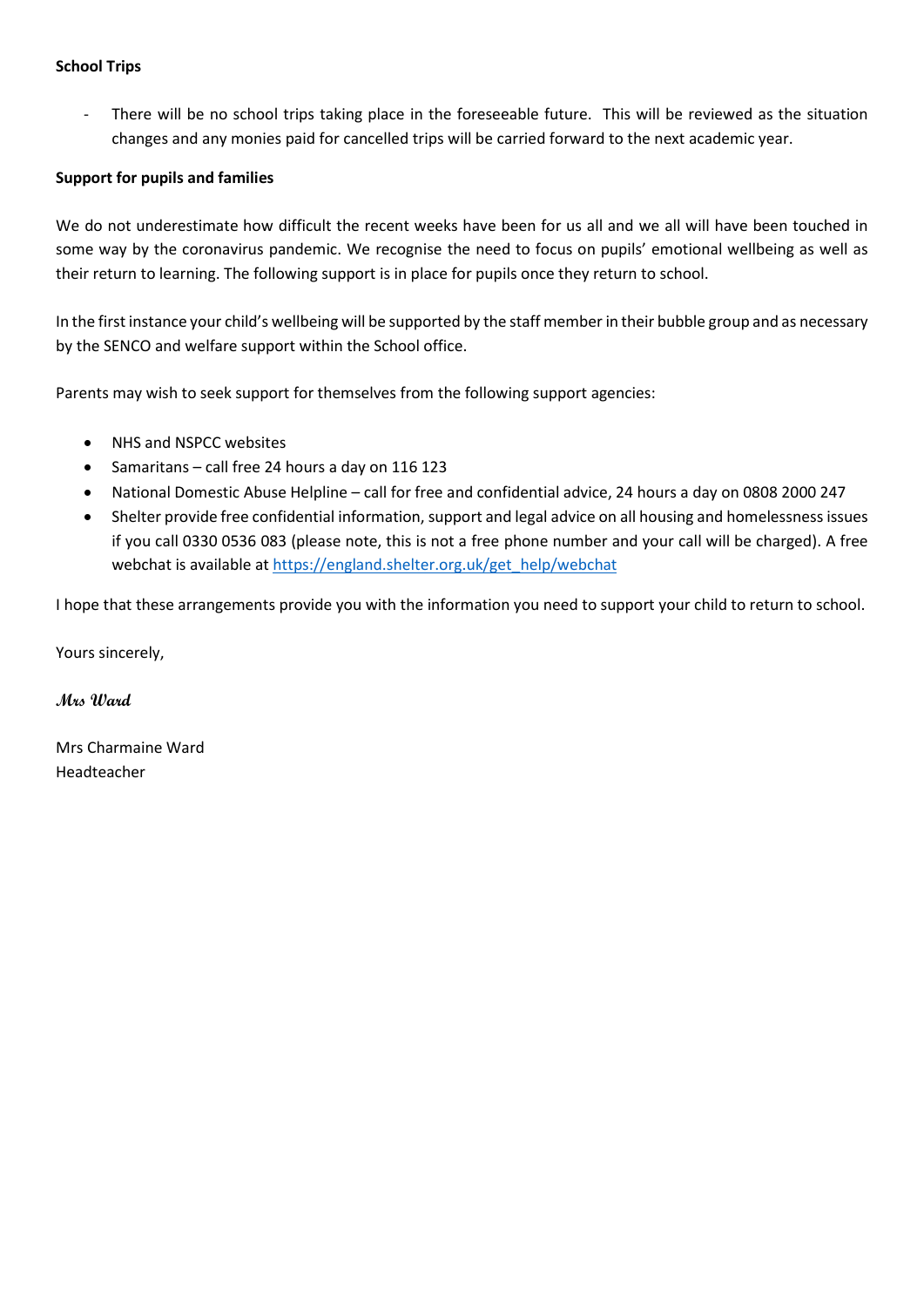**School Trips**

- There will be no school trips taking place in the foreseeable future. This will be reviewed as the situation changes and any monies paid for cancelled trips will be carried forward to the next academic year.

**Support for pupils and families**

We do not underestimate how difficult the recent weeks have been for us all and we all will have been touched in some way by the coronavirus pandemic. We recognise the need to focus on pupils' emotional wellbeing as well as their return to learning. The following support is in place for pupils once they return to school.

In the first instance your child's wellbeing will be supported by the staff member in their bubble group and as necessary by the SENCO and welfare support within the School office.

Parents may wish to seek support for themselves from the following support agencies:

- NHS and NSPCC websites
- Samaritans – call free 24 hours a day on 116 123
- National Domestic Abuse Helpline – call for free and confidential advice, 24 hours a day on 0808 2000 247
- Shelter provide free confidential information, support and legal advice on all housing and homelessness issues if you call 0330 0536 083 (please note, this is not a free phone number and your call will be charged). A free webchat is available at https://england.shelter.org.uk/get_help/webchat

I hope that these arrangements provide you with the information you need to support your child to return to school.

Yours sincerely,

*Mrs Ward*

Mrs Charmaine Ward
Headteacher